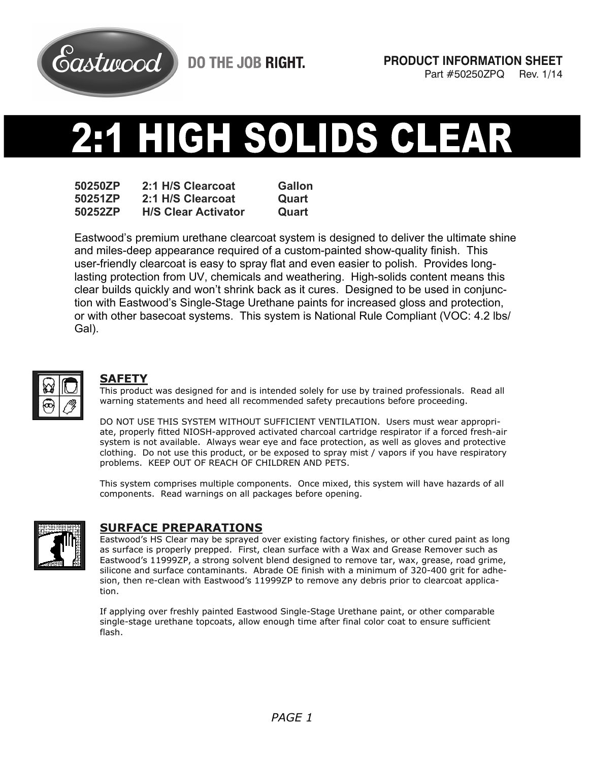Eastwood DO THE JOB RIGHT.

**PRODUCT INFORMATION SHEET**
Part #50250ZPQ Rev. 1/14

# 2:1 HIGH SOLIDS CLEAR

| | | |
|---|---|---|
| **50250ZP** | **2:1 H/S Clearcoat** | **Gallon** |
| **50251ZP** | **2:1 H/S Clearcoat** | **Quart** |
| **50252ZP** | **H/S Clear Activator** | **Quart** |

Eastwood's premium urethane clearcoat system is designed to deliver the ultimate shine and miles-deep appearance required of a custom-painted show-quality finish. This user-friendly clearcoat is easy to spray flat and even easier to polish. Provides long-lasting protection from UV, chemicals and weathering. High-solids content means this clear builds quickly and won't shrink back as it cures. Designed to be used in conjunction with Eastwood's Single-Stage Urethane paints for increased gloss and protection, or with other basecoat systems. This system is National Rule Compliant (VOC: 4.2 lbs/Gal).

## SAFETY

This product was designed for and is intended solely for use by trained professionals. Read all warning statements and heed all recommended safety precautions before proceeding.

DO NOT USE THIS SYSTEM WITHOUT SUFFICIENT VENTILATION. Users must wear appropriate, properly fitted NIOSH-approved activated charcoal cartridge respirator if a forced fresh-air system is not available. Always wear eye and face protection, as well as gloves and protective clothing. Do not use this product, or be exposed to spray mist / vapors if you have respiratory problems. KEEP OUT OF REACH OF CHILDREN AND PETS.

This system comprises multiple components. Once mixed, this system will have hazards of all components. Read warnings on all packages before opening.

## SURFACE PREPARATIONS

Eastwood's HS Clear may be sprayed over existing factory finishes, or other cured paint as long as surface is properly prepped. First, clean surface with a Wax and Grease Remover such as Eastwood's 11999ZP, a strong solvent blend designed to remove tar, wax, grease, road grime, silicone and surface contaminants. Abrade OE finish with a minimum of 320-400 grit for adhesion, then re-clean with Eastwood's 11999ZP to remove any debris prior to clearcoat application.

If applying over freshly painted Eastwood Single-Stage Urethane paint, or other comparable single-stage urethane topcoats, allow enough time after final color coat to ensure sufficient flash.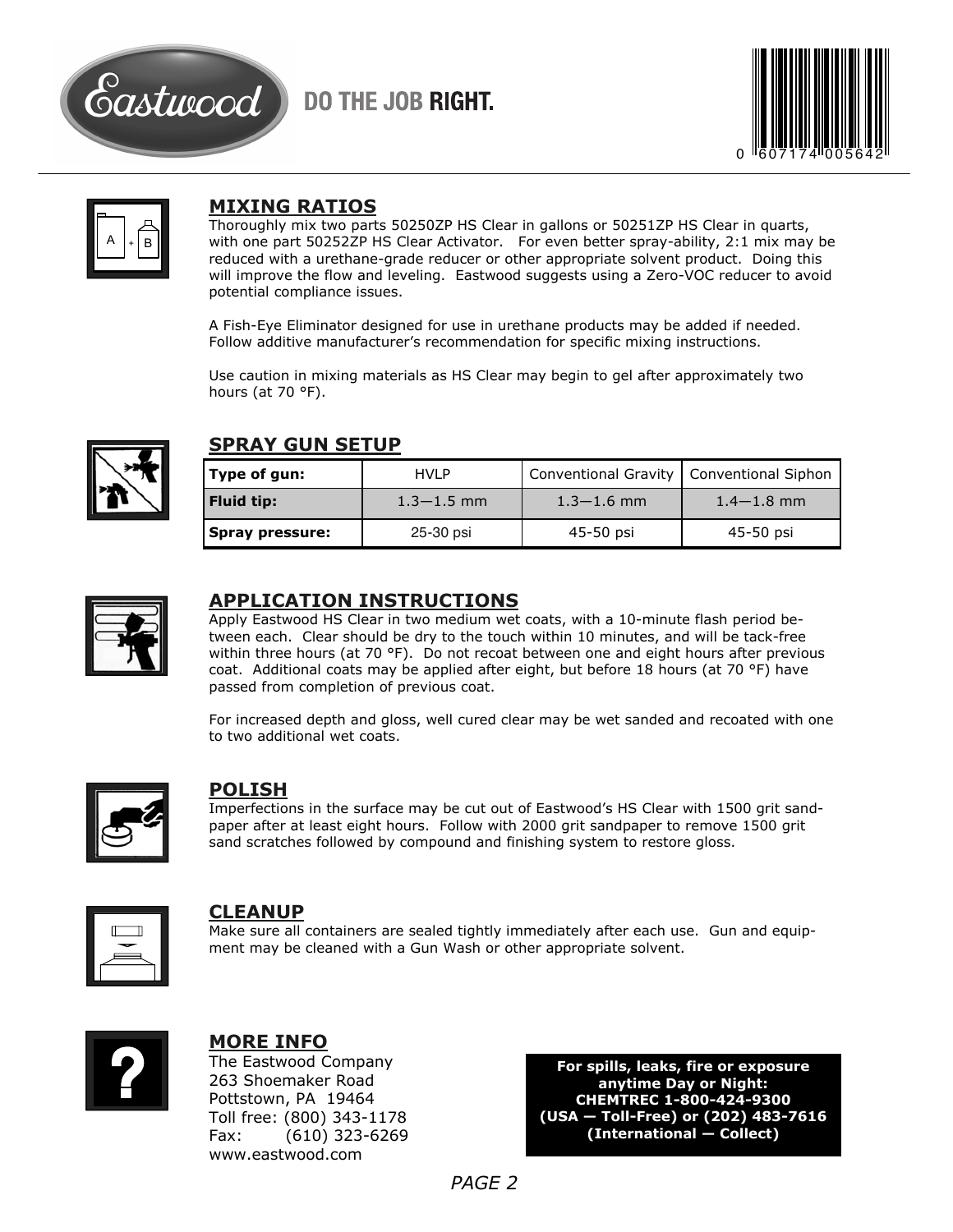Eastwood DO THE JOB RIGHT.

0 607174 005642

## MIXING RATIOS

Thoroughly mix two parts 50250ZP HS Clear in gallons or 50251ZP HS Clear in quarts, with one part 50252ZP HS Clear Activator. For even better spray-ability, 2:1 mix may be reduced with a urethane-grade reducer or other appropriate solvent product. Doing this will improve the flow and leveling. Eastwood suggests using a Zero-VOC reducer to avoid potential compliance issues.

A Fish-Eye Eliminator designed for use in urethane products may be added if needed. Follow additive manufacturer's recommendation for specific mixing instructions.

Use caution in mixing materials as HS Clear may begin to gel after approximately two hours (at 70 °F).

## SPRAY GUN SETUP

| **Type of gun:** | HVLP | Conventional Gravity | Conventional Siphon |
|---|---|---|---|
| **Fluid tip:** | 1.3—1.5 mm | 1.3—1.6 mm | 1.4—1.8 mm |
| **Spray pressure:** | 25-30 psi | 45-50 psi | 45-50 psi |

## APPLICATION INSTRUCTIONS

Apply Eastwood HS Clear in two medium wet coats, with a 10-minute flash period between each. Clear should be dry to the touch within 10 minutes, and will be tack-free within three hours (at 70 °F). Do not recoat between one and eight hours after previous coat. Additional coats may be applied after eight, but before 18 hours (at 70 °F) have passed from completion of previous coat.

For increased depth and gloss, well cured clear may be wet sanded and recoated with one to two additional wet coats.

## POLISH

Imperfections in the surface may be cut out of Eastwood's HS Clear with 1500 grit sandpaper after at least eight hours. Follow with 2000 grit sandpaper to remove 1500 grit sand scratches followed by compound and finishing system to restore gloss.

## CLEANUP

Make sure all containers are sealed tightly immediately after each use. Gun and equipment may be cleaned with a Gun Wash or other appropriate solvent.

## MORE INFO

The Eastwood Company
263 Shoemaker Road
Pottstown, PA 19464
Toll free: (800) 343-1178
Fax: (610) 323-6269
www.eastwood.com

**For spills, leaks, fire or exposure anytime Day or Night:**
**CHEMTREC 1-800-424-9300**
**(USA — Toll-Free) or (202) 483-7616**
**(International — Collect)**